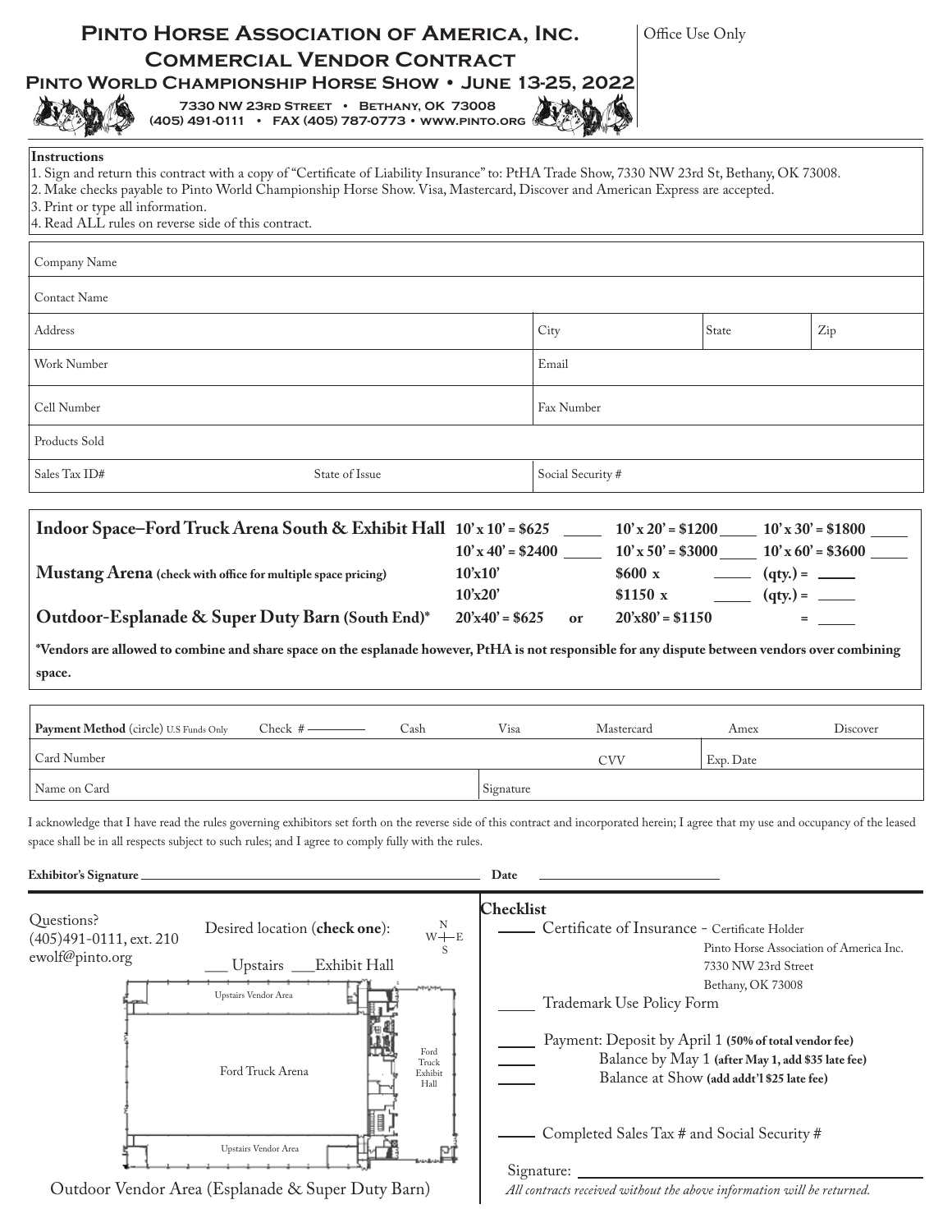# Pinto Horse Association of America, Inc.
## Commercial Vendor Contract
### Pinto World Championship Horse Show • June 13-25, 2022

7330 NW 23rd Street • Bethany, OK 73008
(405) 491-0111 • FAX (405) 787-0773 • www.pinto.org

Office Use Only

**Instructions**
1. Sign and return this contract with a copy of "Certificate of Liability Insurance" to: PtHA Trade Show, 7330 NW 23rd St, Bethany, OK 73008.
2. Make checks payable to Pinto World Championship Horse Show. Visa, Mastercard, Discover and American Express are accepted.
3. Print or type all information.
4. Read ALL rules on reverse side of this contract.

| Company Name | | | |
|---|---|---|---|
| Contact Name | | | |
| Address | City | State | Zip |
| Work Number | Email | | |
| Cell Number | Fax Number | | |
| Products Sold | | | |
| Sales Tax ID# State of Issue | Social Security # | | |

**Indoor Space–Ford Truck Arena South & Exhibit Hall** **10' x 10' = $625** ____ **10' x 20' = $1200** ____ **10' x 30' = $1800** ____
**10' x 40' = $2400** ____ **10' x 50' = $3000** ____ **10' x 60' = $3600** ____

**Mustang Arena (check with office for multiple space pricing)** **10'x10'** **$600 x** ____ **(qty.) =** ____
**10'x20'** **$1150 x** ____ **(qty.) =** ____

**Outdoor-Esplanade & Super Duty Barn (South End)*** **20'x40' = $625 or 20'x80' = $1150** **=** ____

**\*Vendors are allowed to combine and share space on the esplanade however, PtHA is not responsible for any dispute between vendors over combining space.**

| **Payment Method** (circle) U.S Funds Only | Check # ______ | Cash | Visa | Mastercard | Amex | Discover |
|---|---|---|---|---|---|---|
| Card Number | | | | CVV | Exp. Date | |
| Name on Card | | | Signature | | | |

I acknowledge that I have read the rules governing exhibitors set forth on the reverse side of this contract and incorporated herein; I agree that my use and occupancy of the leased space shall be in all respects subject to such rules; and I agree to comply fully with the rules.

**Exhibitor's Signature** ______________________ **Date** ______________

Questions?
(405)491-0111, ext. 210
ewolf@pinto.org

Desired location (**check one**):
___ Upstairs ___Exhibit Hall

Upstairs Vendor Area
Ford Truck Arena
Ford Truck Exhibit Hall
Upstairs Vendor Area

Outdoor Vendor Area (Esplanade & Super Duty Barn)

**Checklist**

____ Certificate of Insurance - Certificate Holder
Pinto Horse Association of America Inc.
7330 NW 23rd Street
Bethany, OK 73008

____ Trademark Use Policy Form

____ Payment: Deposit by April 1 **(50% of total vendor fee)**
____ Balance by May 1 **(after May 1, add $35 late fee)**
____ Balance at Show **(add addt'l $25 late fee)**

____ Completed Sales Tax # and Social Security #

Signature: ______________________

*All contracts received without the above information will be returned.*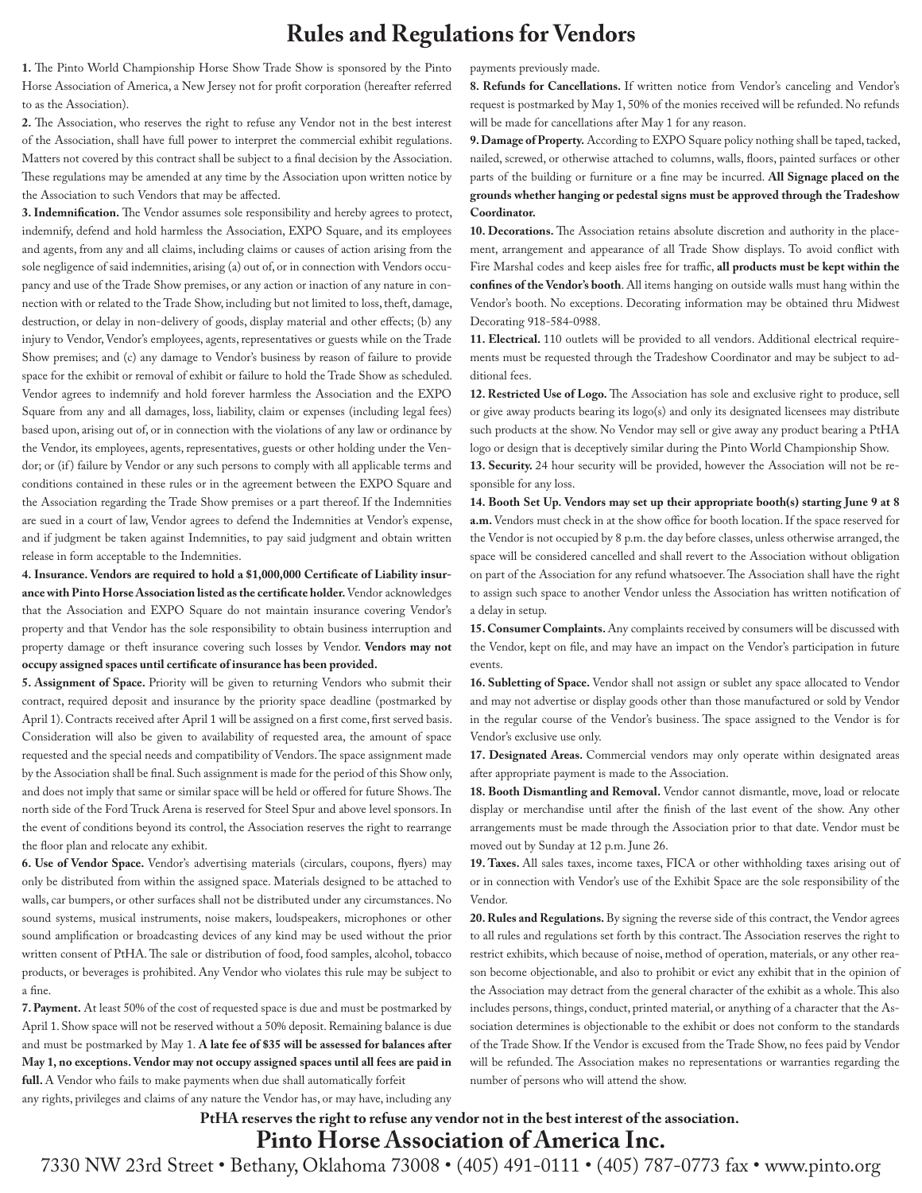# Rules and Regulations for Vendors

**1.** The Pinto World Championship Horse Show Trade Show is sponsored by the Pinto Horse Association of America, a New Jersey not for profit corporation (hereafter referred to as the Association).

**2.** The Association, who reserves the right to refuse any Vendor not in the best interest of the Association, shall have full power to interpret the commercial exhibit regulations. Matters not covered by this contract shall be subject to a final decision by the Association. These regulations may be amended at any time by the Association upon written notice by the Association to such Vendors that may be affected.

**3. Indemnification.** The Vendor assumes sole responsibility and hereby agrees to protect, indemnify, defend and hold harmless the Association, EXPO Square, and its employees and agents, from any and all claims, including claims or causes of action arising from the sole negligence of said indemnities, arising (a) out of, or in connection with Vendors occupancy and use of the Trade Show premises, or any action or inaction of any nature in connection with or related to the Trade Show, including but not limited to loss, theft, damage, destruction, or delay in non-delivery of goods, display material and other effects; (b) any injury to Vendor, Vendor's employees, agents, representatives or guests while on the Trade Show premises; and (c) any damage to Vendor's business by reason of failure to provide space for the exhibit or removal of exhibit or failure to hold the Trade Show as scheduled. Vendor agrees to indemnify and hold forever harmless the Association and the EXPO Square from any and all damages, loss, liability, claim or expenses (including legal fees) based upon, arising out of, or in connection with the violations of any law or ordinance by the Vendor, its employees, agents, representatives, guests or other holding under the Vendor; or (if) failure by Vendor or any such persons to comply with all applicable terms and conditions contained in these rules or in the agreement between the EXPO Square and the Association regarding the Trade Show premises or a part thereof. If the Indemnities are sued in a court of law, Vendor agrees to defend the Indemnities at Vendor's expense, and if judgment be taken against Indemnities, to pay said judgment and obtain written release in form acceptable to the Indemnities.

**4. Insurance. Vendors are required to hold a $1,000,000 Certificate of Liability insurance with Pinto Horse Association listed as the certificate holder.** Vendor acknowledges that the Association and EXPO Square do not maintain insurance covering Vendor's property and that Vendor has the sole responsibility to obtain business interruption and property damage or theft insurance covering such losses by Vendor. **Vendors may not occupy assigned spaces until certificate of insurance has been provided.**

**5. Assignment of Space.** Priority will be given to returning Vendors who submit their contract, required deposit and insurance by the priority space deadline (postmarked by April 1). Contracts received after April 1 will be assigned on a first come, first served basis. Consideration will also be given to availability of requested area, the amount of space requested and the special needs and compatibility of Vendors. The space assignment made by the Association shall be final. Such assignment is made for the period of this Show only, and does not imply that same or similar space will be held or offered for future Shows. The north side of the Ford Truck Arena is reserved for Steel Spur and above level sponsors. In the event of conditions beyond its control, the Association reserves the right to rearrange the floor plan and relocate any exhibit.

**6. Use of Vendor Space.** Vendor's advertising materials (circulars, coupons, flyers) may only be distributed from within the assigned space. Materials designed to be attached to walls, car bumpers, or other surfaces shall not be distributed under any circumstances. No sound systems, musical instruments, noise makers, loudspeakers, microphones or other sound amplification or broadcasting devices of any kind may be used without the prior written consent of PtHA. The sale or distribution of food, food samples, alcohol, tobacco products, or beverages is prohibited. Any Vendor who violates this rule may be subject to a fine.

**7. Payment.** At least 50% of the cost of requested space is due and must be postmarked by April 1. Show space will not be reserved without a 50% deposit. Remaining balance is due and must be postmarked by May 1. **A late fee of $35 will be assessed for balances after May 1, no exceptions. Vendor may not occupy assigned spaces until all fees are paid in full.** A Vendor who fails to make payments when due shall automatically forfeit any rights, privileges and claims of any nature the Vendor has, or may have, including any payments previously made.

**8. Refunds for Cancellations.** If written notice from Vendor's canceling and Vendor's request is postmarked by May 1, 50% of the monies received will be refunded. No refunds will be made for cancellations after May 1 for any reason.

**9. Damage of Property.** According to EXPO Square policy nothing shall be taped, tacked, nailed, screwed, or otherwise attached to columns, walls, floors, painted surfaces or other parts of the building or furniture or a fine may be incurred. **All Signage placed on the grounds whether hanging or pedestal signs must be approved through the Tradeshow Coordinator.**

**10. Decorations.** The Association retains absolute discretion and authority in the placement, arrangement and appearance of all Trade Show displays. To avoid conflict with Fire Marshal codes and keep aisles free for traffic, **all products must be kept within the confines of the Vendor's booth**. All items hanging on outside walls must hang within the Vendor's booth. No exceptions. Decorating information may be obtained thru Midwest Decorating 918-584-0988.

**11. Electrical.** 110 outlets will be provided to all vendors. Additional electrical requirements must be requested through the Tradeshow Coordinator and may be subject to additional fees.

**12. Restricted Use of Logo.** The Association has sole and exclusive right to produce, sell or give away products bearing its logo(s) and only its designated licensees may distribute such products at the show. No Vendor may sell or give away any product bearing a PtHA logo or design that is deceptively similar during the Pinto World Championship Show.

**13. Security.** 24 hour security will be provided, however the Association will not be responsible for any loss.

**14. Booth Set Up. Vendors may set up their appropriate booth(s) starting June 9 at 8 a.m.** Vendors must check in at the show office for booth location. If the space reserved for the Vendor is not occupied by 8 p.m. the day before classes, unless otherwise arranged, the space will be considered cancelled and shall revert to the Association without obligation on part of the Association for any refund whatsoever. The Association shall have the right to assign such space to another Vendor unless the Association has written notification of a delay in setup.

**15. Consumer Complaints.** Any complaints received by consumers will be discussed with the Vendor, kept on file, and may have an impact on the Vendor's participation in future events.

**16. Subletting of Space.** Vendor shall not assign or sublet any space allocated to Vendor and may not advertise or display goods other than those manufactured or sold by Vendor in the regular course of the Vendor's business. The space assigned to the Vendor is for Vendor's exclusive use only.

**17. Designated Areas.** Commercial vendors may only operate within designated areas after appropriate payment is made to the Association.

**18. Booth Dismantling and Removal.** Vendor cannot dismantle, move, load or relocate display or merchandise until after the finish of the last event of the show. Any other arrangements must be made through the Association prior to that date. Vendor must be moved out by Sunday at 12 p.m. June 26.

**19. Taxes.** All sales taxes, income taxes, FICA or other withholding taxes arising out of or in connection with Vendor's use of the Exhibit Space are the sole responsibility of the Vendor.

**20. Rules and Regulations.** By signing the reverse side of this contract, the Vendor agrees to all rules and regulations set forth by this contract. The Association reserves the right to restrict exhibits, which because of noise, method of operation, materials, or any other reason become objectionable, and also to prohibit or evict any exhibit that in the opinion of the Association may detract from the general character of the exhibit as a whole. This also includes persons, things, conduct, printed material, or anything of a character that the Association determines is objectionable to the exhibit or does not conform to the standards of the Trade Show. If the Vendor is excused from the Trade Show, no fees paid by Vendor will be refunded. The Association makes no representations or warranties regarding the number of persons who will attend the show.

**PtHA reserves the right to refuse any vendor not in the best interest of the association.**

## Pinto Horse Association of America Inc.

7330 NW 23rd Street • Bethany, Oklahoma 73008 • (405) 491-0111 • (405) 787-0773 fax • www.pinto.org